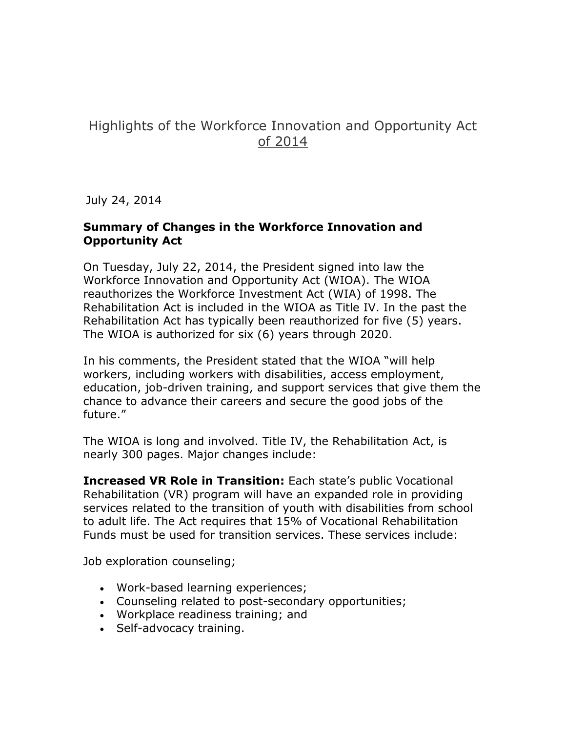# Highlights of the Workforce Innovation and Opportunity Act of 2014

July 24, 2014

## Summary of Changes in the Workforce Innovation and Opportunity Act

On Tuesday, July 22, 2014, the President signed into law the Workforce Innovation and Opportunity Act (WIOA). The WIOA reauthorizes the Workforce Investment Act (WIA) of 1998. The Rehabilitation Act is included in the WIOA as Title IV. In the past the Rehabilitation Act has typically been reauthorized for five (5) years. The WIOA is authorized for six (6) years through 2020.

In his comments, the President stated that the WIOA "will help workers, including workers with disabilities, access employment, education, job-driven training, and support services that give them the chance to advance their careers and secure the good jobs of the future."

The WIOA is long and involved. Title IV, the Rehabilitation Act, is nearly 300 pages. Major changes include:

**Increased VR Role in Transition:** Each state's public Vocational Rehabilitation (VR) program will have an expanded role in providing services related to the transition of youth with disabilities from school to adult life. The Act requires that 15% of Vocational Rehabilitation Funds must be used for transition services. These services include:

Job exploration counseling;

- Work-based learning experiences;
- Counseling related to post-secondary opportunities;
- Workplace readiness training; and
- Self-advocacy training.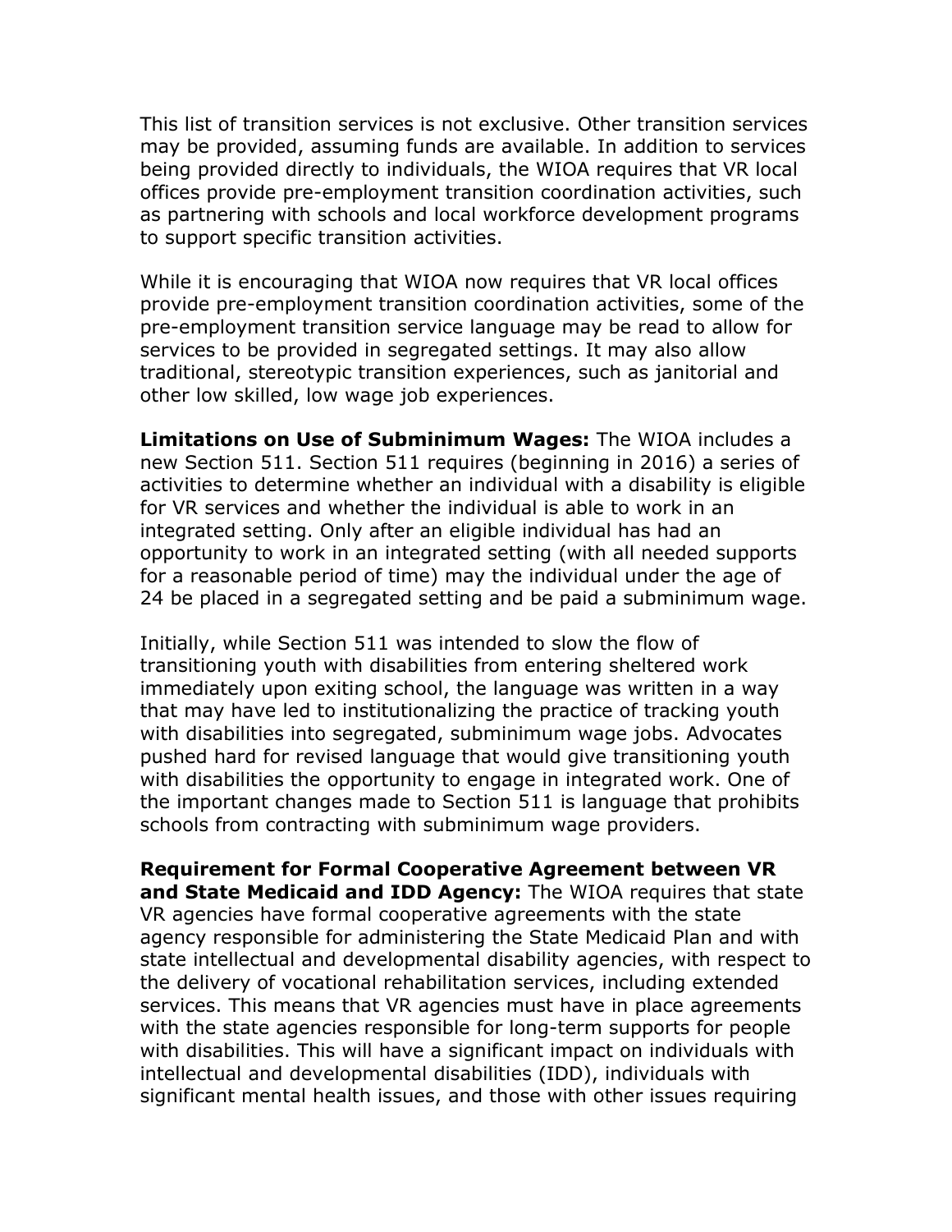This list of transition services is not exclusive. Other transition services may be provided, assuming funds are available. In addition to services being provided directly to individuals, the WIOA requires that VR local offices provide pre-employment transition coordination activities, such as partnering with schools and local workforce development programs to support specific transition activities.

While it is encouraging that WIOA now requires that VR local offices provide pre-employment transition coordination activities, some of the pre-employment transition service language may be read to allow for services to be provided in segregated settings. It may also allow traditional, stereotypic transition experiences, such as janitorial and other low skilled, low wage job experiences.

**Limitations on Use of Subminimum Wages:** The WIOA includes a new Section 511. Section 511 requires (beginning in 2016) a series of activities to determine whether an individual with a disability is eligible for VR services and whether the individual is able to work in an integrated setting. Only after an eligible individual has had an opportunity to work in an integrated setting (with all needed supports for a reasonable period of time) may the individual under the age of 24 be placed in a segregated setting and be paid a subminimum wage.

Initially, while Section 511 was intended to slow the flow of transitioning youth with disabilities from entering sheltered work immediately upon exiting school, the language was written in a way that may have led to institutionalizing the practice of tracking youth with disabilities into segregated, subminimum wage jobs. Advocates pushed hard for revised language that would give transitioning youth with disabilities the opportunity to engage in integrated work. One of the important changes made to Section 511 is language that prohibits schools from contracting with subminimum wage providers.

**Requirement for Formal Cooperative Agreement between VR and State Medicaid and IDD Agency:** The WIOA requires that state VR agencies have formal cooperative agreements with the state agency responsible for administering the State Medicaid Plan and with state intellectual and developmental disability agencies, with respect to the delivery of vocational rehabilitation services, including extended services. This means that VR agencies must have in place agreements with the state agencies responsible for long-term supports for people with disabilities. This will have a significant impact on individuals with intellectual and developmental disabilities (IDD), individuals with significant mental health issues, and those with other issues requiring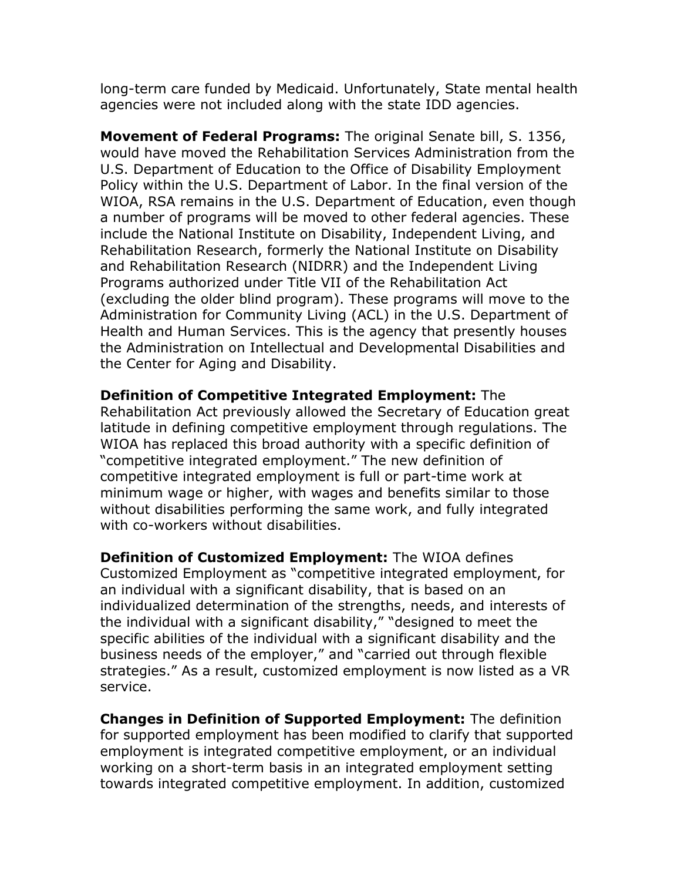long-term care funded by Medicaid. Unfortunately, State mental health agencies were not included along with the state IDD agencies.

**Movement of Federal Programs:** The original Senate bill, S. 1356, would have moved the Rehabilitation Services Administration from the U.S. Department of Education to the Office of Disability Employment Policy within the U.S. Department of Labor. In the final version of the WIOA, RSA remains in the U.S. Department of Education, even though a number of programs will be moved to other federal agencies. These include the National Institute on Disability, Independent Living, and Rehabilitation Research, formerly the National Institute on Disability and Rehabilitation Research (NIDRR) and the Independent Living Programs authorized under Title VII of the Rehabilitation Act (excluding the older blind program). These programs will move to the Administration for Community Living (ACL) in the U.S. Department of Health and Human Services. This is the agency that presently houses the Administration on Intellectual and Developmental Disabilities and the Center for Aging and Disability.

**Definition of Competitive Integrated Employment:** The Rehabilitation Act previously allowed the Secretary of Education great latitude in defining competitive employment through regulations. The WIOA has replaced this broad authority with a specific definition of "competitive integrated employment." The new definition of competitive integrated employment is full or part-time work at minimum wage or higher, with wages and benefits similar to those without disabilities performing the same work, and fully integrated with co-workers without disabilities.

**Definition of Customized Employment:** The WIOA defines Customized Employment as "competitive integrated employment, for an individual with a significant disability, that is based on an individualized determination of the strengths, needs, and interests of the individual with a significant disability," "designed to meet the specific abilities of the individual with a significant disability and the business needs of the employer," and "carried out through flexible strategies." As a result, customized employment is now listed as a VR service.

**Changes in Definition of Supported Employment:** The definition for supported employment has been modified to clarify that supported employment is integrated competitive employment, or an individual working on a short-term basis in an integrated employment setting towards integrated competitive employment. In addition, customized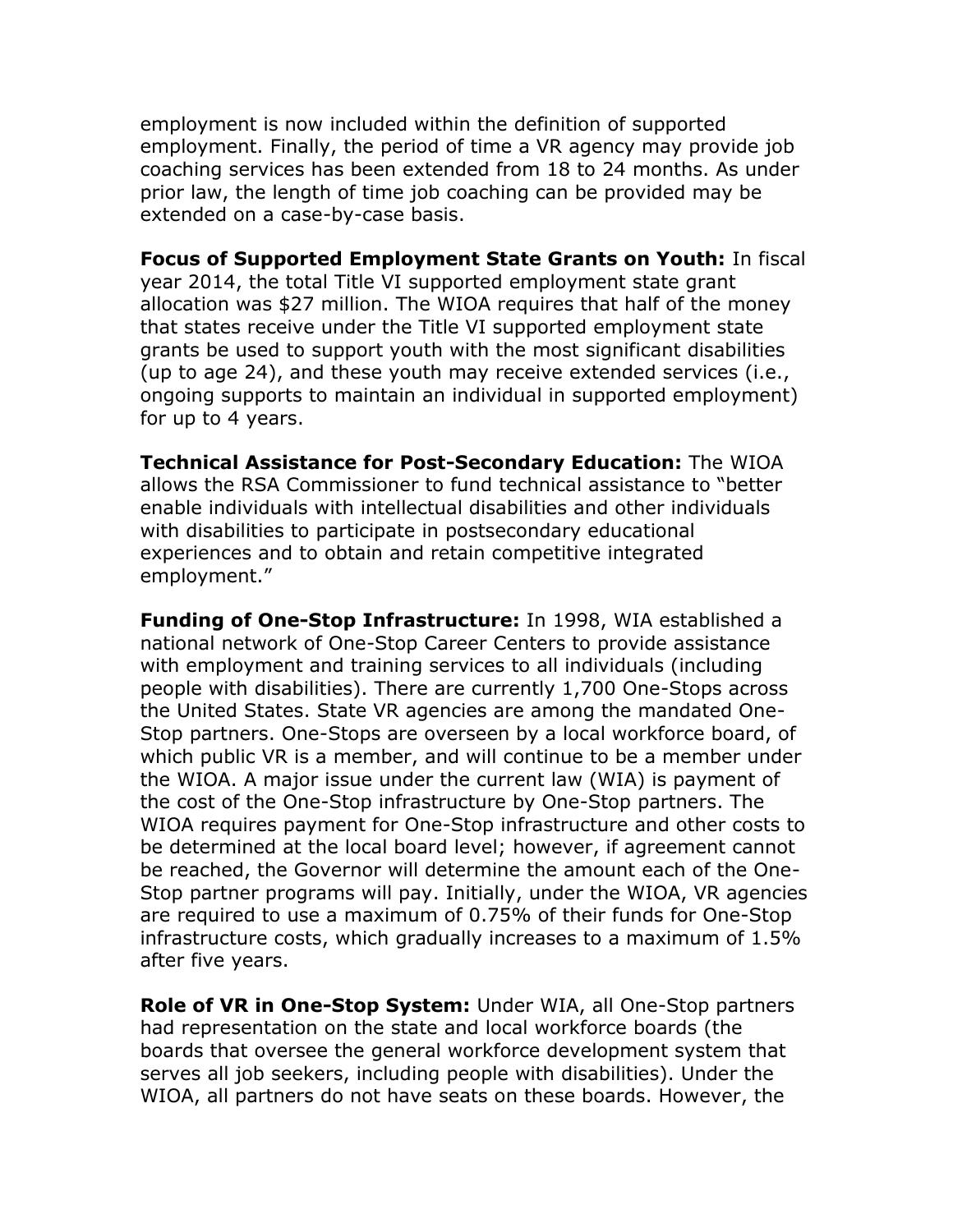employment is now included within the definition of supported employment. Finally, the period of time a VR agency may provide job coaching services has been extended from 18 to 24 months. As under prior law, the length of time job coaching can be provided may be extended on a case-by-case basis.

**Focus of Supported Employment State Grants on Youth:** In fiscal year 2014, the total Title VI supported employment state grant allocation was $27 million. The WIOA requires that half of the money that states receive under the Title VI supported employment state grants be used to support youth with the most significant disabilities (up to age 24), and these youth may receive extended services (i.e., ongoing supports to maintain an individual in supported employment) for up to 4 years.

**Technical Assistance for Post-Secondary Education:** The WIOA allows the RSA Commissioner to fund technical assistance to "better enable individuals with intellectual disabilities and other individuals with disabilities to participate in postsecondary educational experiences and to obtain and retain competitive integrated employment."

**Funding of One-Stop Infrastructure:** In 1998, WIA established a national network of One-Stop Career Centers to provide assistance with employment and training services to all individuals (including people with disabilities). There are currently 1,700 One-Stops across the United States. State VR agencies are among the mandated One-Stop partners. One-Stops are overseen by a local workforce board, of which public VR is a member, and will continue to be a member under the WIOA. A major issue under the current law (WIA) is payment of the cost of the One-Stop infrastructure by One-Stop partners. The WIOA requires payment for One-Stop infrastructure and other costs to be determined at the local board level; however, if agreement cannot be reached, the Governor will determine the amount each of the One-Stop partner programs will pay. Initially, under the WIOA, VR agencies are required to use a maximum of 0.75% of their funds for One-Stop infrastructure costs, which gradually increases to a maximum of 1.5% after five years.

**Role of VR in One-Stop System:** Under WIA, all One-Stop partners had representation on the state and local workforce boards (the boards that oversee the general workforce development system that serves all job seekers, including people with disabilities). Under the WIOA, all partners do not have seats on these boards. However, the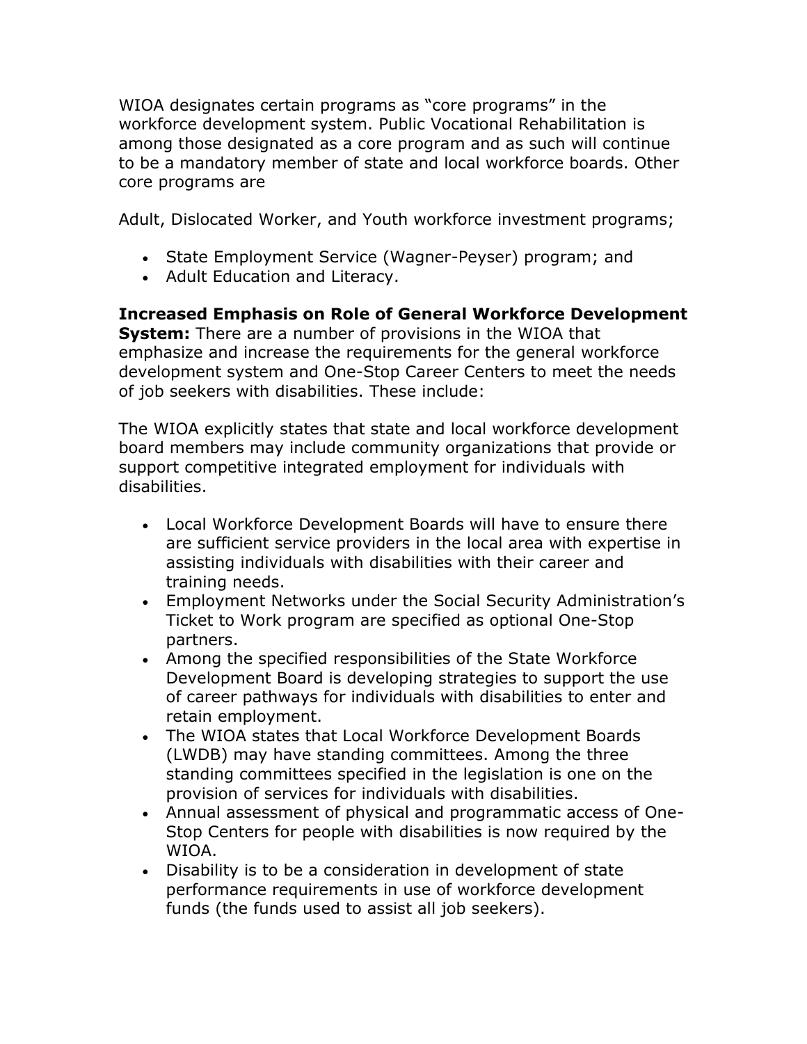WIOA designates certain programs as "core programs" in the workforce development system. Public Vocational Rehabilitation is among those designated as a core program and as such will continue to be a mandatory member of state and local workforce boards. Other core programs are

Adult, Dislocated Worker, and Youth workforce investment programs;

- State Employment Service (Wagner-Peyser) program; and
- Adult Education and Literacy.

**Increased Emphasis on Role of General Workforce Development System:** There are a number of provisions in the WIOA that emphasize and increase the requirements for the general workforce development system and One-Stop Career Centers to meet the needs of job seekers with disabilities. These include:

The WIOA explicitly states that state and local workforce development board members may include community organizations that provide or support competitive integrated employment for individuals with disabilities.

- Local Workforce Development Boards will have to ensure there are sufficient service providers in the local area with expertise in assisting individuals with disabilities with their career and training needs.
- Employment Networks under the Social Security Administration's Ticket to Work program are specified as optional One-Stop partners.
- Among the specified responsibilities of the State Workforce Development Board is developing strategies to support the use of career pathways for individuals with disabilities to enter and retain employment.
- The WIOA states that Local Workforce Development Boards (LWDB) may have standing committees. Among the three standing committees specified in the legislation is one on the provision of services for individuals with disabilities.
- Annual assessment of physical and programmatic access of One-Stop Centers for people with disabilities is now required by the WIOA.
- Disability is to be a consideration in development of state performance requirements in use of workforce development funds (the funds used to assist all job seekers).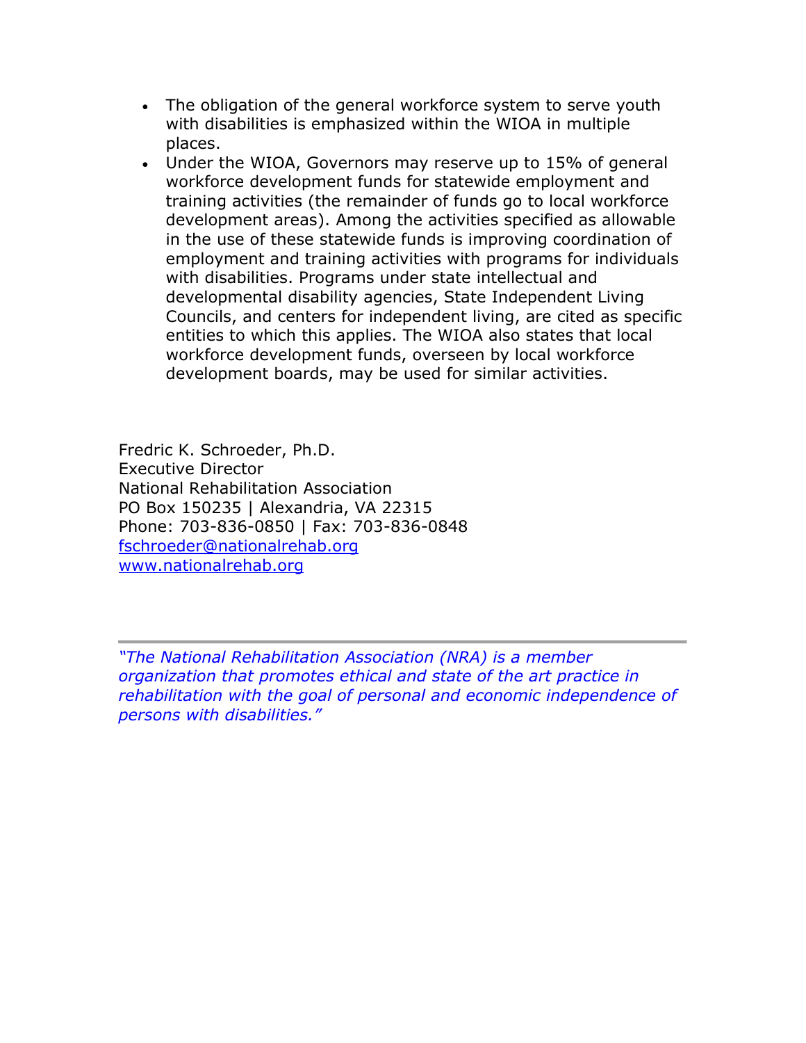- The obligation of the general workforce system to serve youth with disabilities is emphasized within the WIOA in multiple places.
- Under the WIOA, Governors may reserve up to 15% of general workforce development funds for statewide employment and training activities (the remainder of funds go to local workforce development areas). Among the activities specified as allowable in the use of these statewide funds is improving coordination of employment and training activities with programs for individuals with disabilities. Programs under state intellectual and developmental disability agencies, State Independent Living Councils, and centers for independent living, are cited as specific entities to which this applies. The WIOA also states that local workforce development funds, overseen by local workforce development boards, may be used for similar activities.

Fredric K. Schroeder, Ph.D.
Executive Director
National Rehabilitation Association
PO Box 150235 | Alexandria, VA 22315
Phone: 703-836-0850 | Fax: 703-836-0848
fschroeder@nationalrehab.org
www.nationalrehab.org

---

*"The National Rehabilitation Association (NRA) is a member organization that promotes ethical and state of the art practice in rehabilitation with the goal of personal and economic independence of persons with disabilities."*